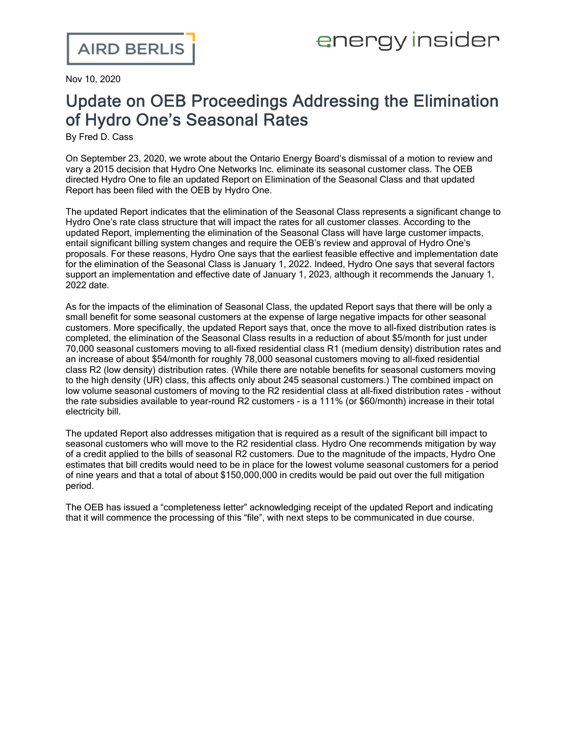AIRD BERLIS

energy insider

Nov 10, 2020

# Update on OEB Proceedings Addressing the Elimination of Hydro One's Seasonal Rates

By Fred D. Cass

On September 23, 2020, we wrote about the Ontario Energy Board's dismissal of a motion to review and vary a 2015 decision that Hydro One Networks Inc. eliminate its seasonal customer class. The OEB directed Hydro One to file an updated Report on Elimination of the Seasonal Class and that updated Report has been filed with the OEB by Hydro One.

The updated Report indicates that the elimination of the Seasonal Class represents a significant change to Hydro One's rate class structure that will impact the rates for all customer classes. According to the updated Report, implementing the elimination of the Seasonal Class will have large customer impacts, entail significant billing system changes and require the OEB's review and approval of Hydro One's proposals. For these reasons, Hydro One says that the earliest feasible effective and implementation date for the elimination of the Seasonal Class is January 1, 2022. Indeed, Hydro One says that several factors support an implementation and effective date of January 1, 2023, although it recommends the January 1, 2022 date.

As for the impacts of the elimination of Seasonal Class, the updated Report says that there will be only a small benefit for some seasonal customers at the expense of large negative impacts for other seasonal customers. More specifically, the updated Report says that, once the move to all-fixed distribution rates is completed, the elimination of the Seasonal Class results in a reduction of about $5/month for just under 70,000 seasonal customers moving to all-fixed residential class R1 (medium density) distribution rates and an increase of about $54/month for roughly 78,000 seasonal customers moving to all-fixed residential class R2 (low density) distribution rates. (While there are notable benefits for seasonal customers moving to the high density (UR) class, this affects only about 245 seasonal customers.) The combined impact on low volume seasonal customers of moving to the R2 residential class at all-fixed distribution rates - without the rate subsidies available to year-round R2 customers - is a 111% (or $60/month) increase in their total electricity bill.

The updated Report also addresses mitigation that is required as a result of the significant bill impact to seasonal customers who will move to the R2 residential class. Hydro One recommends mitigation by way of a credit applied to the bills of seasonal R2 customers. Due to the magnitude of the impacts, Hydro One estimates that bill credits would need to be in place for the lowest volume seasonal customers for a period of nine years and that a total of about $150,000,000 in credits would be paid out over the full mitigation period.

The OEB has issued a "completeness letter" acknowledging receipt of the updated Report and indicating that it will commence the processing of this "file", with next steps to be communicated in due course.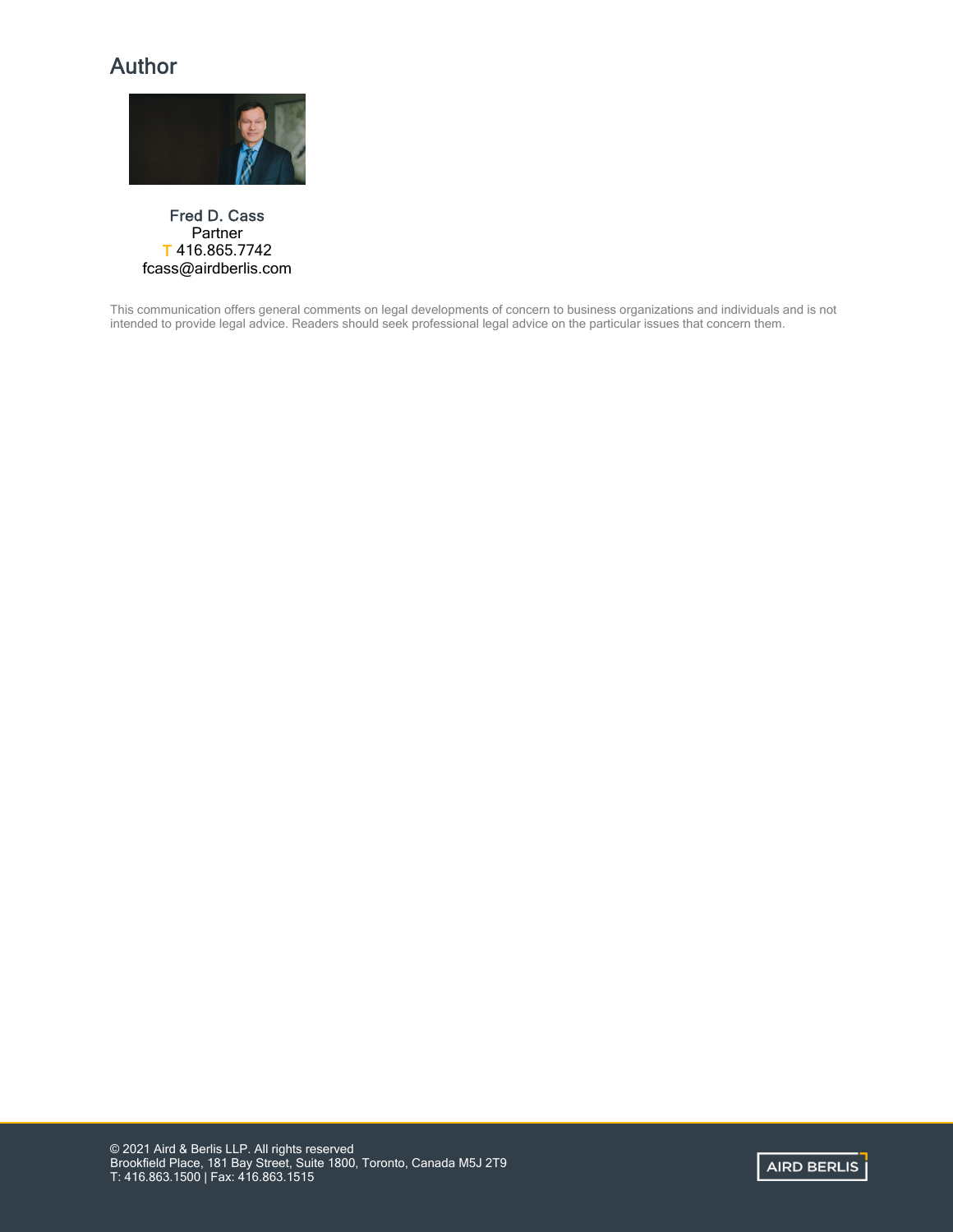## Author

Fred D. Cass
Partner
T 416.865.7742
fcass@airdberlis.com

This communication offers general comments on legal developments of concern to business organizations and individuals and is not intended to provide legal advice. Readers should seek professional legal advice on the particular issues that concern them.

© 2021 Aird & Berlis LLP. All rights reserved
Brookfield Place, 181 Bay Street, Suite 1800, Toronto, Canada M5J 2T9
T: 416.863.1500 | Fax: 416.863.1515

AIRD BERLIS